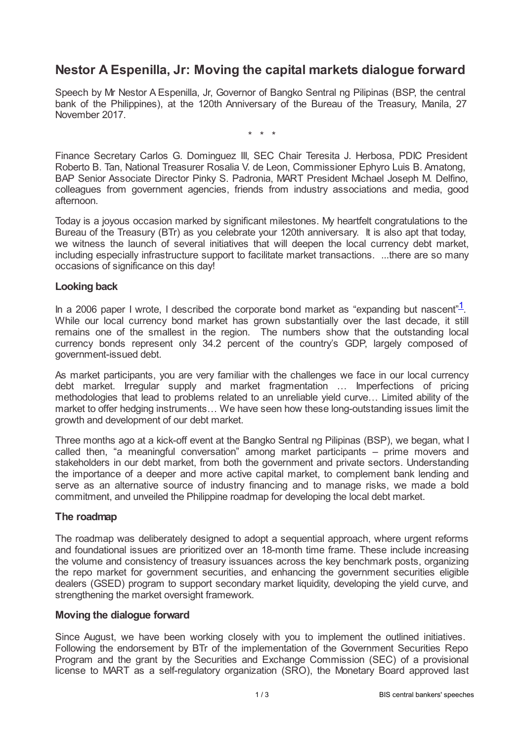# Nestor A Espenilla, Jr: Moving the capital markets dialogue forward

Speech by Mr Nestor A Espenilla, Jr, Governor of Bangko Sentral ng Pilipinas (BSP, the central bank of the Philippines), at the 120th Anniversary of the Bureau of the Treasury, Manila, 27 November 2017.

\* \* \*

Finance Secretary Carlos G. Dominguez III, SEC Chair Teresita J. Herbosa, PDIC President Roberto B. Tan, National Treasurer Rosalia V. de Leon, Commissioner Ephyro Luis B. Amatong, BAP Senior Associate Director Pinky S. Padronia, MART President Michael Joseph M. Delfino, colleagues from government agencies, friends from industry associations and media, good afternoon.

Today is a joyous occasion marked by significant milestones. My heartfelt congratulations to the Bureau of the Treasury (BTr) as you celebrate your 120th anniversary. It is also apt that today, we witness the launch of several initiatives that will deepen the local currency debt market, including especially infrastructure support to facilitate market transactions. ...there are so many occasions of significance on this day!

### Looking back

In a 2006 paper I wrote, I described the corporate bond market as "expanding but nascent"[1]. While our local currency bond market has grown substantially over the last decade, it still remains one of the smallest in the region. The numbers show that the outstanding local currency bonds represent only 34.2 percent of the country's GDP, largely composed of government-issued debt.

As market participants, you are very familiar with the challenges we face in our local currency debt market. Irregular supply and market fragmentation … Imperfections of pricing methodologies that lead to problems related to an unreliable yield curve… Limited ability of the market to offer hedging instruments… We have seen how these long-outstanding issues limit the growth and development of our debt market.

Three months ago at a kick-off event at the Bangko Sentral ng Pilipinas (BSP), we began, what I called then, "a meaningful conversation" among market participants – prime movers and stakeholders in our debt market, from both the government and private sectors. Understanding the importance of a deeper and more active capital market, to complement bank lending and serve as an alternative source of industry financing and to manage risks, we made a bold commitment, and unveiled the Philippine roadmap for developing the local debt market.

### The roadmap

The roadmap was deliberately designed to adopt a sequential approach, where urgent reforms and foundational issues are prioritized over an 18-month time frame. These include increasing the volume and consistency of treasury issuances across the key benchmark posts, organizing the repo market for government securities, and enhancing the government securities eligible dealers (GSED) program to support secondary market liquidity, developing the yield curve, and strengthening the market oversight framework.

### Moving the dialogue forward

Since August, we have been working closely with you to implement the outlined initiatives. Following the endorsement by BTr of the implementation of the Government Securities Repo Program and the grant by the Securities and Exchange Commission (SEC) of a provisional license to MART as a self-regulatory organization (SRO), the Monetary Board approved last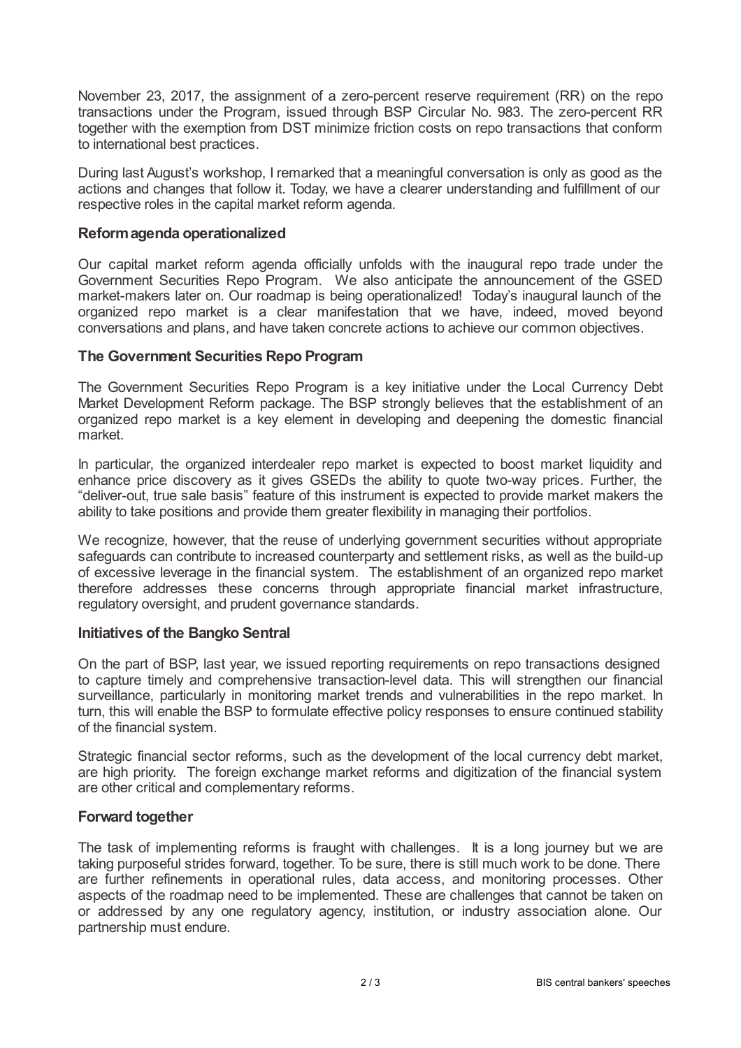November 23, 2017, the assignment of a zero-percent reserve requirement (RR) on the repo transactions under the Program, issued through BSP Circular No. 983. The zero-percent RR together with the exemption from DST minimize friction costs on repo transactions that conform to international best practices.

During last August's workshop, I remarked that a meaningful conversation is only as good as the actions and changes that follow it. Today, we have a clearer understanding and fulfillment of our respective roles in the capital market reform agenda.

### Reform agenda operationalized

Our capital market reform agenda officially unfolds with the inaugural repo trade under the Government Securities Repo Program. We also anticipate the announcement of the GSED market-makers later on. Our roadmap is being operationalized! Today's inaugural launch of the organized repo market is a clear manifestation that we have, indeed, moved beyond conversations and plans, and have taken concrete actions to achieve our common objectives.

### The Government Securities Repo Program

The Government Securities Repo Program is a key initiative under the Local Currency Debt Market Development Reform package. The BSP strongly believes that the establishment of an organized repo market is a key element in developing and deepening the domestic financial market.

In particular, the organized interdealer repo market is expected to boost market liquidity and enhance price discovery as it gives GSEDs the ability to quote two-way prices. Further, the "deliver-out, true sale basis" feature of this instrument is expected to provide market makers the ability to take positions and provide them greater flexibility in managing their portfolios.

We recognize, however, that the reuse of underlying government securities without appropriate safeguards can contribute to increased counterparty and settlement risks, as well as the build-up of excessive leverage in the financial system. The establishment of an organized repo market therefore addresses these concerns through appropriate financial market infrastructure, regulatory oversight, and prudent governance standards.

### Initiatives of the Bangko Sentral

On the part of BSP, last year, we issued reporting requirements on repo transactions designed to capture timely and comprehensive transaction-level data. This will strengthen our financial surveillance, particularly in monitoring market trends and vulnerabilities in the repo market. In turn, this will enable the BSP to formulate effective policy responses to ensure continued stability of the financial system.

Strategic financial sector reforms, such as the development of the local currency debt market, are high priority. The foreign exchange market reforms and digitization of the financial system are other critical and complementary reforms.

### Forward together

The task of implementing reforms is fraught with challenges. It is a long journey but we are taking purposeful strides forward, together. To be sure, there is still much work to be done. There are further refinements in operational rules, data access, and monitoring processes. Other aspects of the roadmap need to be implemented. These are challenges that cannot be taken on or addressed by any one regulatory agency, institution, or industry association alone. Our partnership must endure.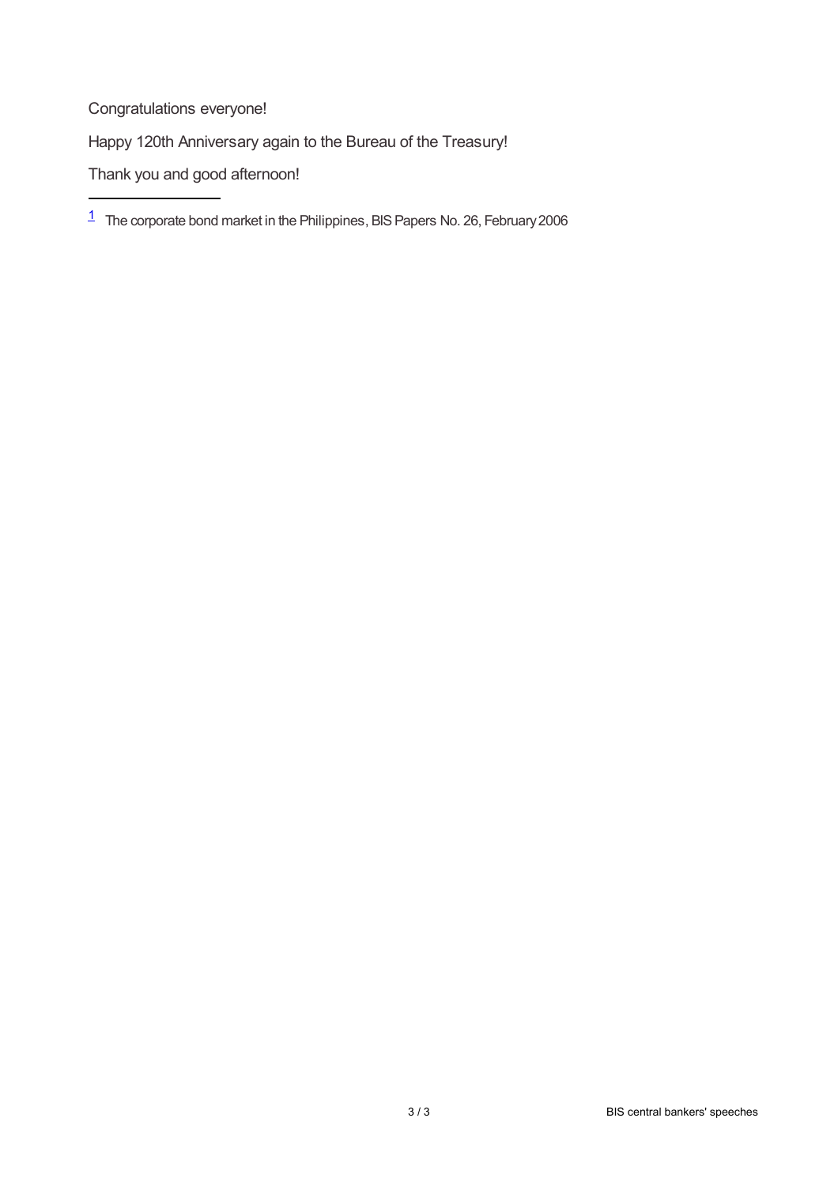Congratulations everyone!

Happy 120th Anniversary again to the Bureau of the Treasury!

Thank you and good afternoon!

---

[1] The corporate bond market in the Philippines, BIS Papers No. 26, February 2006